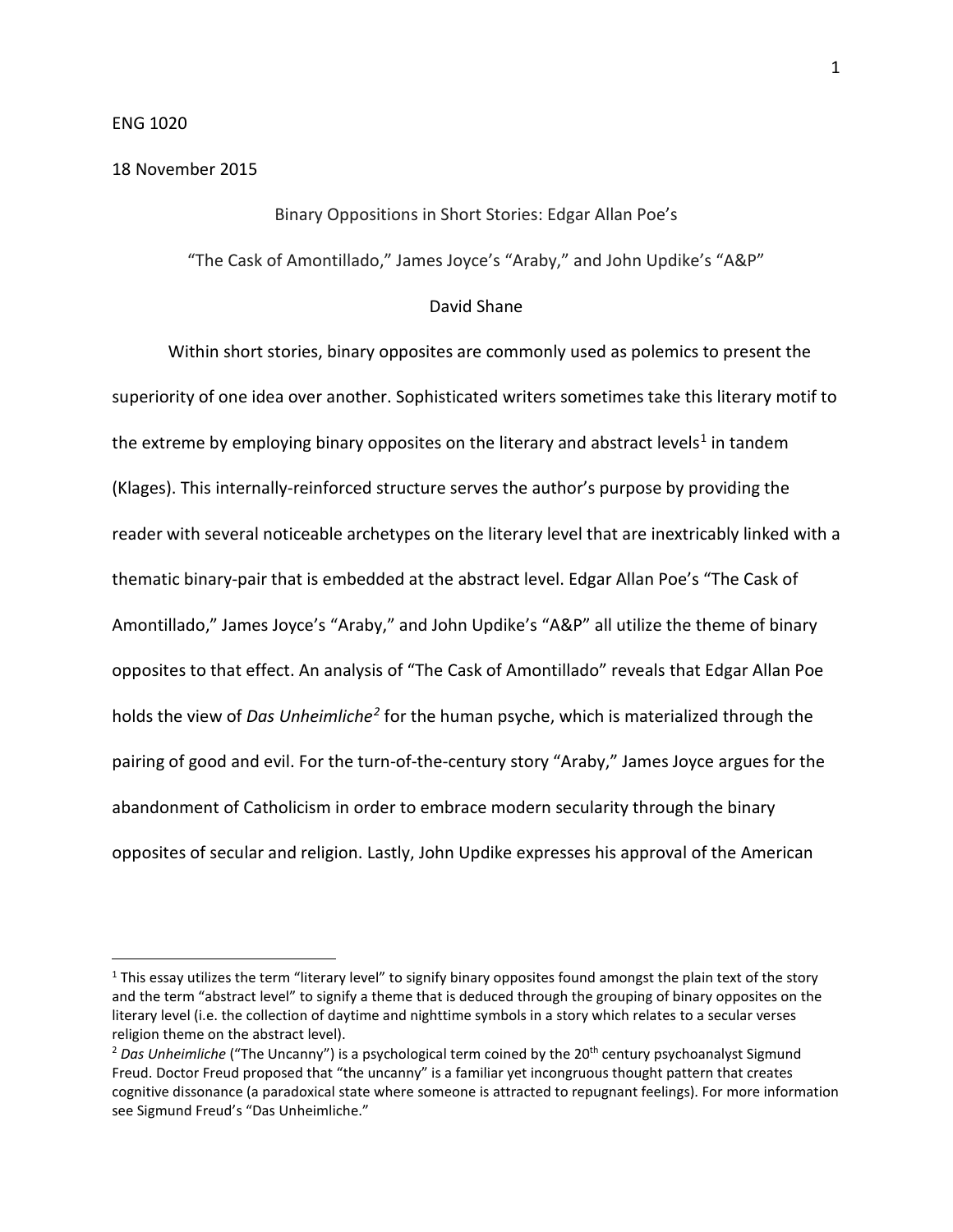ENG 1020

18 November 2015

# Binary Oppositions in Short Stories: Edgar Allan Poe's "The Cask of Amontillado," James Joyce's "Araby," and John Updike's "A&P"

David Shane

Within short stories, binary opposites are commonly used as polemics to present the superiority of one idea over another. Sophisticated writers sometimes take this literary motif to the extreme by employing binary opposites on the literary and abstract levels[1] in tandem (Klages). This internally-reinforced structure serves the author's purpose by providing the reader with several noticeable archetypes on the literary level that are inextricably linked with a thematic binary-pair that is embedded at the abstract level. Edgar Allan Poe's "The Cask of Amontillado," James Joyce's "Araby," and John Updike's "A&P" all utilize the theme of binary opposites to that effect. An analysis of "The Cask of Amontillado" reveals that Edgar Allan Poe holds the view of *Das Unheimliche*[2] for the human psyche, which is materialized through the pairing of good and evil. For the turn-of-the-century story "Araby," James Joyce argues for the abandonment of Catholicism in order to embrace modern secularity through the binary opposites of secular and religion. Lastly, John Updike expresses his approval of the American

---

[1] This essay utilizes the term "literary level" to signify binary opposites found amongst the plain text of the story and the term "abstract level" to signify a theme that is deduced through the grouping of binary opposites on the literary level (i.e. the collection of daytime and nighttime symbols in a story which relates to a secular verses religion theme on the abstract level).

[2] *Das Unheimliche* ("The Uncanny") is a psychological term coined by the 20th century psychoanalyst Sigmund Freud. Doctor Freud proposed that "the uncanny" is a familiar yet incongruous thought pattern that creates cognitive dissonance (a paradoxical state where someone is attracted to repugnant feelings). For more information see Sigmund Freud's "Das Unheimliche."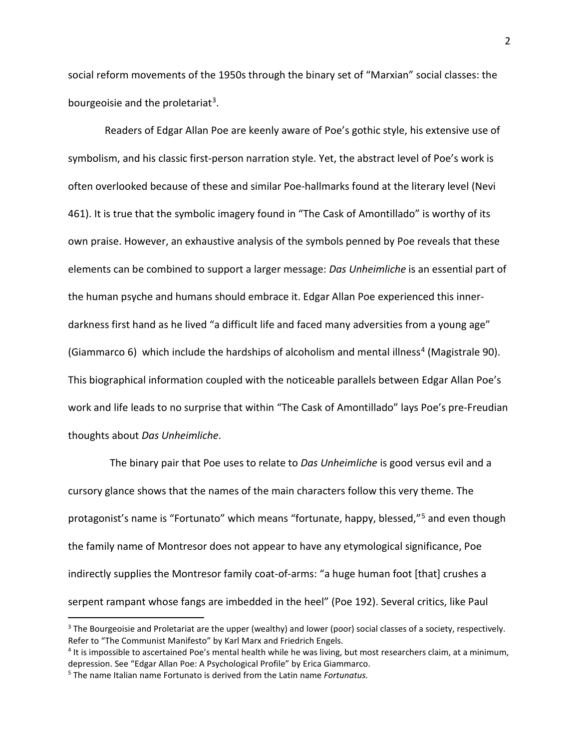social reform movements of the 1950s through the binary set of "Marxian" social classes: the bourgeoisie and the proletariat[3].

Readers of Edgar Allan Poe are keenly aware of Poe's gothic style, his extensive use of symbolism, and his classic first-person narration style. Yet, the abstract level of Poe's work is often overlooked because of these and similar Poe-hallmarks found at the literary level (Nevi 461). It is true that the symbolic imagery found in "The Cask of Amontillado" is worthy of its own praise. However, an exhaustive analysis of the symbols penned by Poe reveals that these elements can be combined to support a larger message: *Das Unheimliche* is an essential part of the human psyche and humans should embrace it. Edgar Allan Poe experienced this inner-darkness first hand as he lived "a difficult life and faced many adversities from a young age" (Giammarco 6) which include the hardships of alcoholism and mental illness[4] (Magistrale 90). This biographical information coupled with the noticeable parallels between Edgar Allan Poe's work and life leads to no surprise that within "The Cask of Amontillado" lays Poe's pre-Freudian thoughts about *Das Unheimliche*.

The binary pair that Poe uses to relate to *Das Unheimliche* is good versus evil and a cursory glance shows that the names of the main characters follow this very theme. The protagonist's name is "Fortunato" which means "fortunate, happy, blessed,"[5] and even though the family name of Montresor does not appear to have any etymological significance, Poe indirectly supplies the Montresor family coat-of-arms: "a huge human foot [that] crushes a serpent rampant whose fangs are imbedded in the heel" (Poe 192). Several critics, like Paul

---

[3] The Bourgeoisie and Proletariat are the upper (wealthy) and lower (poor) social classes of a society, respectively. Refer to "The Communist Manifesto" by Karl Marx and Friedrich Engels.

[4] It is impossible to ascertained Poe's mental health while he was living, but most researchers claim, at a minimum, depression. See "Edgar Allan Poe: A Psychological Profile" by Erica Giammarco.

[5] The name Italian name Fortunato is derived from the Latin name *Fortunatus.*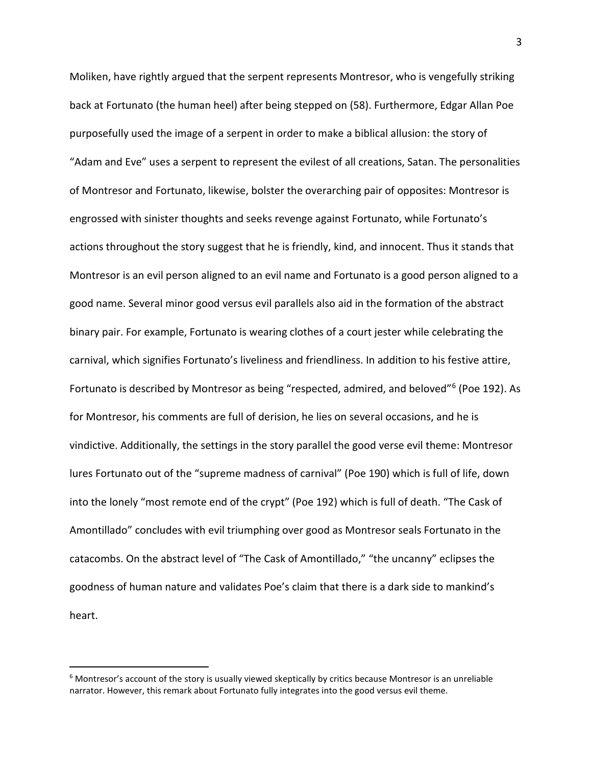Moliken, have rightly argued that the serpent represents Montresor, who is vengefully striking back at Fortunato (the human heel) after being stepped on (58). Furthermore, Edgar Allan Poe purposefully used the image of a serpent in order to make a biblical allusion: the story of "Adam and Eve" uses a serpent to represent the evilest of all creations, Satan. The personalities of Montresor and Fortunato, likewise, bolster the overarching pair of opposites: Montresor is engrossed with sinister thoughts and seeks revenge against Fortunato, while Fortunato's actions throughout the story suggest that he is friendly, kind, and innocent. Thus it stands that Montresor is an evil person aligned to an evil name and Fortunato is a good person aligned to a good name. Several minor good versus evil parallels also aid in the formation of the abstract binary pair. For example, Fortunato is wearing clothes of a court jester while celebrating the carnival, which signifies Fortunato's liveliness and friendliness. In addition to his festive attire, Fortunato is described by Montresor as being "respected, admired, and beloved"[6] (Poe 192). As for Montresor, his comments are full of derision, he lies on several occasions, and he is vindictive. Additionally, the settings in the story parallel the good verse evil theme: Montresor lures Fortunato out of the "supreme madness of carnival" (Poe 190) which is full of life, down into the lonely "most remote end of the crypt" (Poe 192) which is full of death. "The Cask of Amontillado" concludes with evil triumphing over good as Montresor seals Fortunato in the catacombs. On the abstract level of "The Cask of Amontillado," "the uncanny" eclipses the goodness of human nature and validates Poe's claim that there is a dark side to mankind's heart.

---

[6] Montresor's account of the story is usually viewed skeptically by critics because Montresor is an unreliable narrator. However, this remark about Fortunato fully integrates into the good versus evil theme.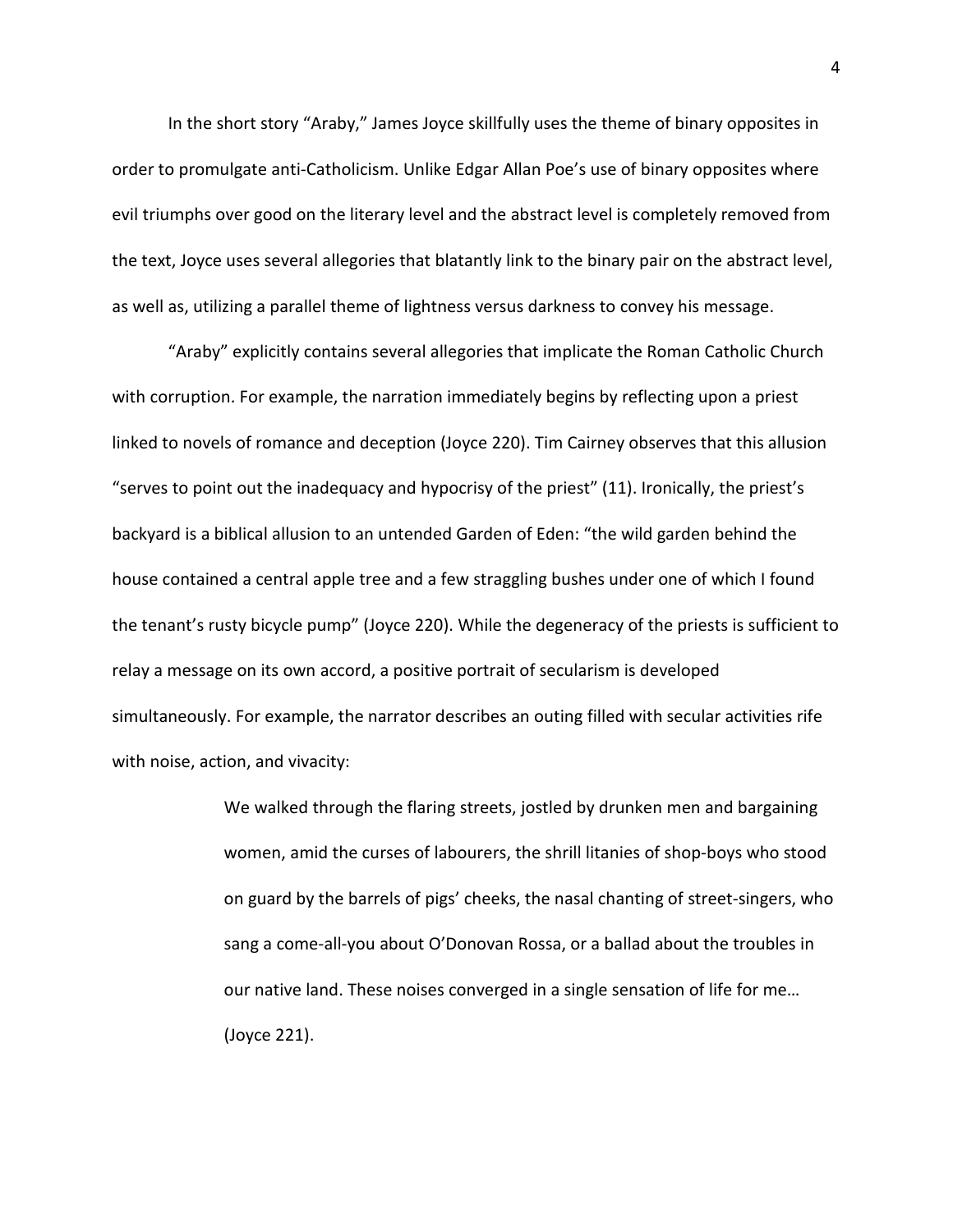In the short story "Araby," James Joyce skillfully uses the theme of binary opposites in order to promulgate anti-Catholicism. Unlike Edgar Allan Poe's use of binary opposites where evil triumphs over good on the literary level and the abstract level is completely removed from the text, Joyce uses several allegories that blatantly link to the binary pair on the abstract level, as well as, utilizing a parallel theme of lightness versus darkness to convey his message.

"Araby" explicitly contains several allegories that implicate the Roman Catholic Church with corruption. For example, the narration immediately begins by reflecting upon a priest linked to novels of romance and deception (Joyce 220). Tim Cairney observes that this allusion "serves to point out the inadequacy and hypocrisy of the priest" (11). Ironically, the priest's backyard is a biblical allusion to an untended Garden of Eden: "the wild garden behind the house contained a central apple tree and a few straggling bushes under one of which I found the tenant's rusty bicycle pump" (Joyce 220). While the degeneracy of the priests is sufficient to relay a message on its own accord, a positive portrait of secularism is developed simultaneously. For example, the narrator describes an outing filled with secular activities rife with noise, action, and vivacity:

> We walked through the flaring streets, jostled by drunken men and bargaining women, amid the curses of labourers, the shrill litanies of shop-boys who stood on guard by the barrels of pigs' cheeks, the nasal chanting of street-singers, who sang a come-all-you about O'Donovan Rossa, or a ballad about the troubles in our native land. These noises converged in a single sensation of life for me… (Joyce 221).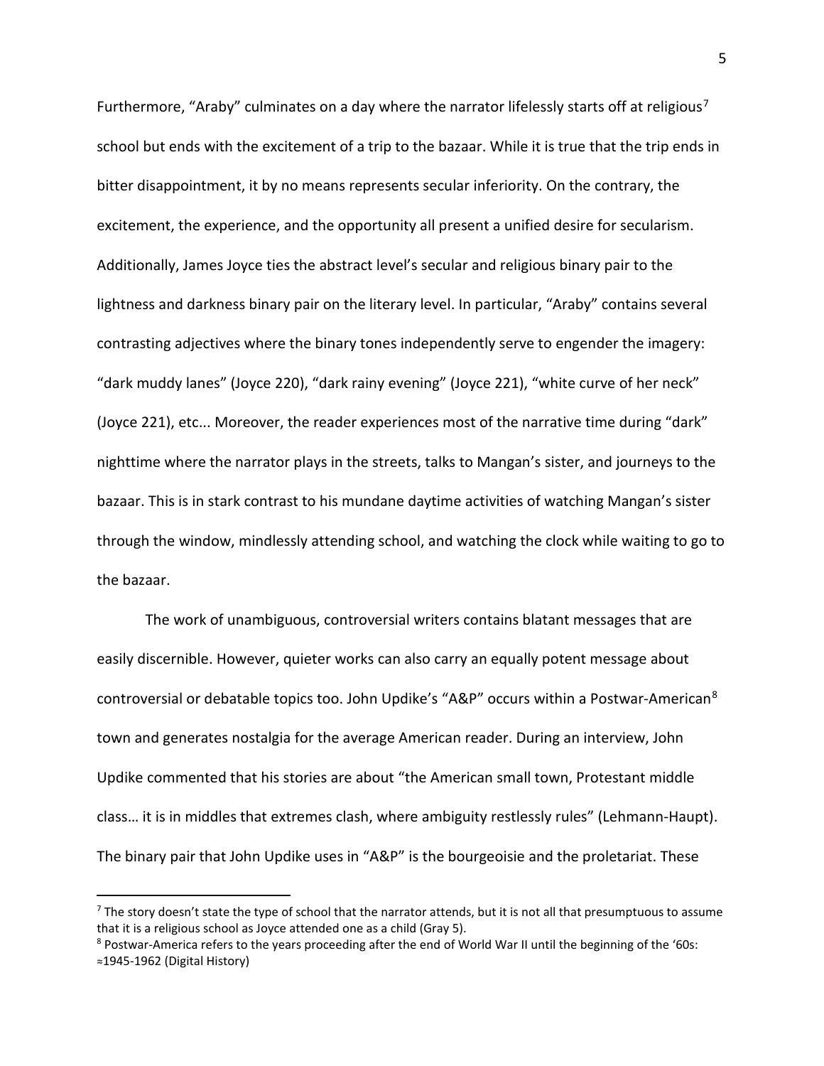Furthermore, "Araby" culminates on a day where the narrator lifelessly starts off at religious[7] school but ends with the excitement of a trip to the bazaar. While it is true that the trip ends in bitter disappointment, it by no means represents secular inferiority. On the contrary, the excitement, the experience, and the opportunity all present a unified desire for secularism. Additionally, James Joyce ties the abstract level's secular and religious binary pair to the lightness and darkness binary pair on the literary level. In particular, "Araby" contains several contrasting adjectives where the binary tones independently serve to engender the imagery: "dark muddy lanes" (Joyce 220), "dark rainy evening" (Joyce 221), "white curve of her neck" (Joyce 221), etc... Moreover, the reader experiences most of the narrative time during "dark" nighttime where the narrator plays in the streets, talks to Mangan's sister, and journeys to the bazaar. This is in stark contrast to his mundane daytime activities of watching Mangan's sister through the window, mindlessly attending school, and watching the clock while waiting to go to the bazaar.

The work of unambiguous, controversial writers contains blatant messages that are easily discernible. However, quieter works can also carry an equally potent message about controversial or debatable topics too. John Updike's "A&P" occurs within a Postwar-American[8] town and generates nostalgia for the average American reader. During an interview, John Updike commented that his stories are about "the American small town, Protestant middle class… it is in middles that extremes clash, where ambiguity restlessly rules" (Lehmann-Haupt). The binary pair that John Updike uses in "A&P" is the bourgeoisie and the proletariat. These

---

[7] The story doesn't state the type of school that the narrator attends, but it is not all that presumptuous to assume that it is a religious school as Joyce attended one as a child (Gray 5).

[8] Postwar-America refers to the years proceeding after the end of World War II until the beginning of the '60s: ≈1945-1962 (Digital History)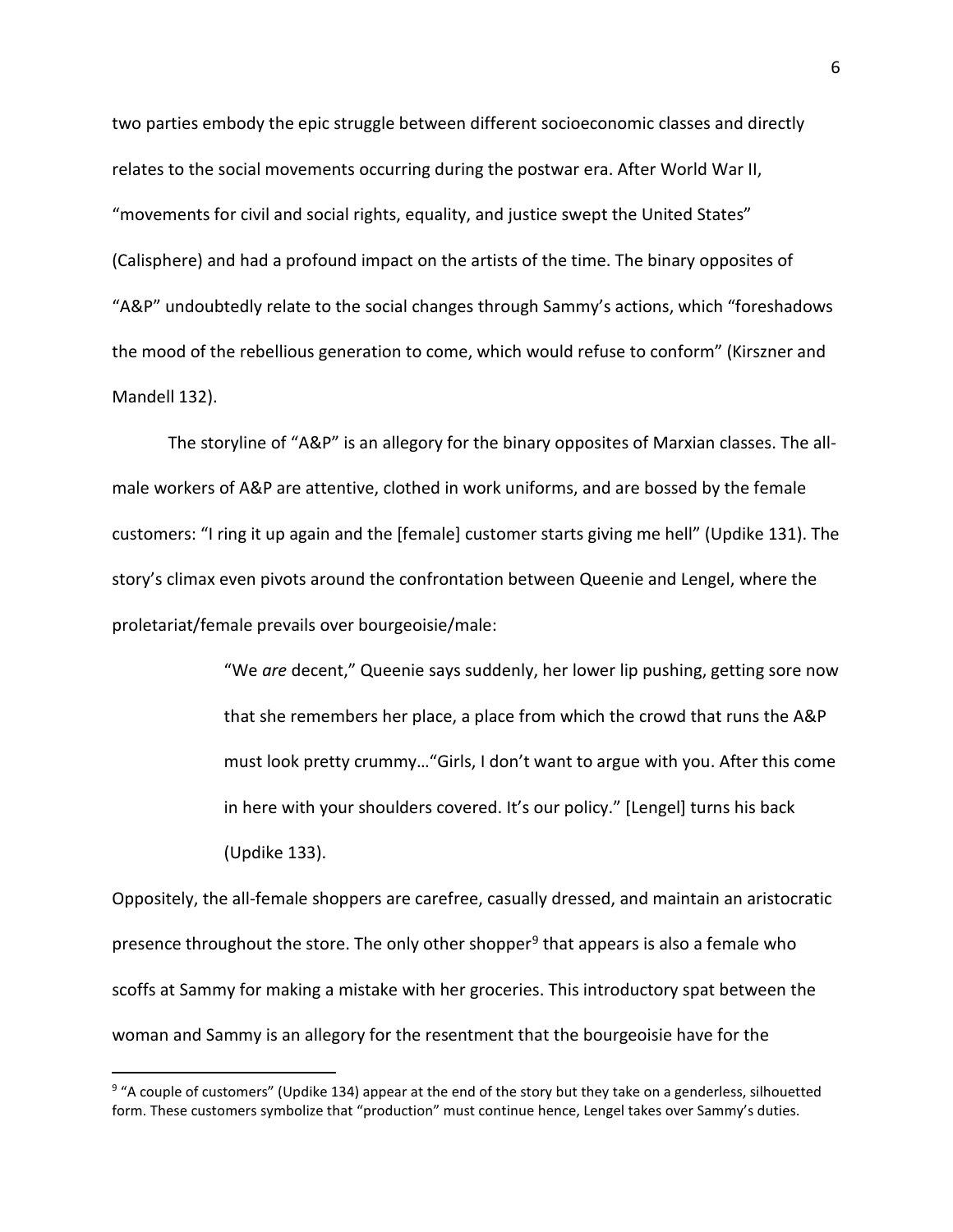two parties embody the epic struggle between different socioeconomic classes and directly relates to the social movements occurring during the postwar era. After World War II, "movements for civil and social rights, equality, and justice swept the United States" (Calisphere) and had a profound impact on the artists of the time. The binary opposites of "A&P" undoubtedly relate to the social changes through Sammy's actions, which "foreshadows the mood of the rebellious generation to come, which would refuse to conform" (Kirszner and Mandell 132).

The storyline of "A&P" is an allegory for the binary opposites of Marxian classes. The all-male workers of A&P are attentive, clothed in work uniforms, and are bossed by the female customers: "I ring it up again and the [female] customer starts giving me hell" (Updike 131). The story's climax even pivots around the confrontation between Queenie and Lengel, where the proletariat/female prevails over bourgeoisie/male:

> "We *are* decent," Queenie says suddenly, her lower lip pushing, getting sore now that she remembers her place, a place from which the crowd that runs the A&P must look pretty crummy…"Girls, I don't want to argue with you. After this come in here with your shoulders covered. It's our policy." [Lengel] turns his back (Updike 133).

Oppositely, the all-female shoppers are carefree, casually dressed, and maintain an aristocratic presence throughout the store. The only other shopper[9] that appears is also a female who scoffs at Sammy for making a mistake with her groceries. This introductory spat between the woman and Sammy is an allegory for the resentment that the bourgeoisie have for the

---

[9] "A couple of customers" (Updike 134) appear at the end of the story but they take on a genderless, silhouetted form. These customers symbolize that "production" must continue hence, Lengel takes over Sammy's duties.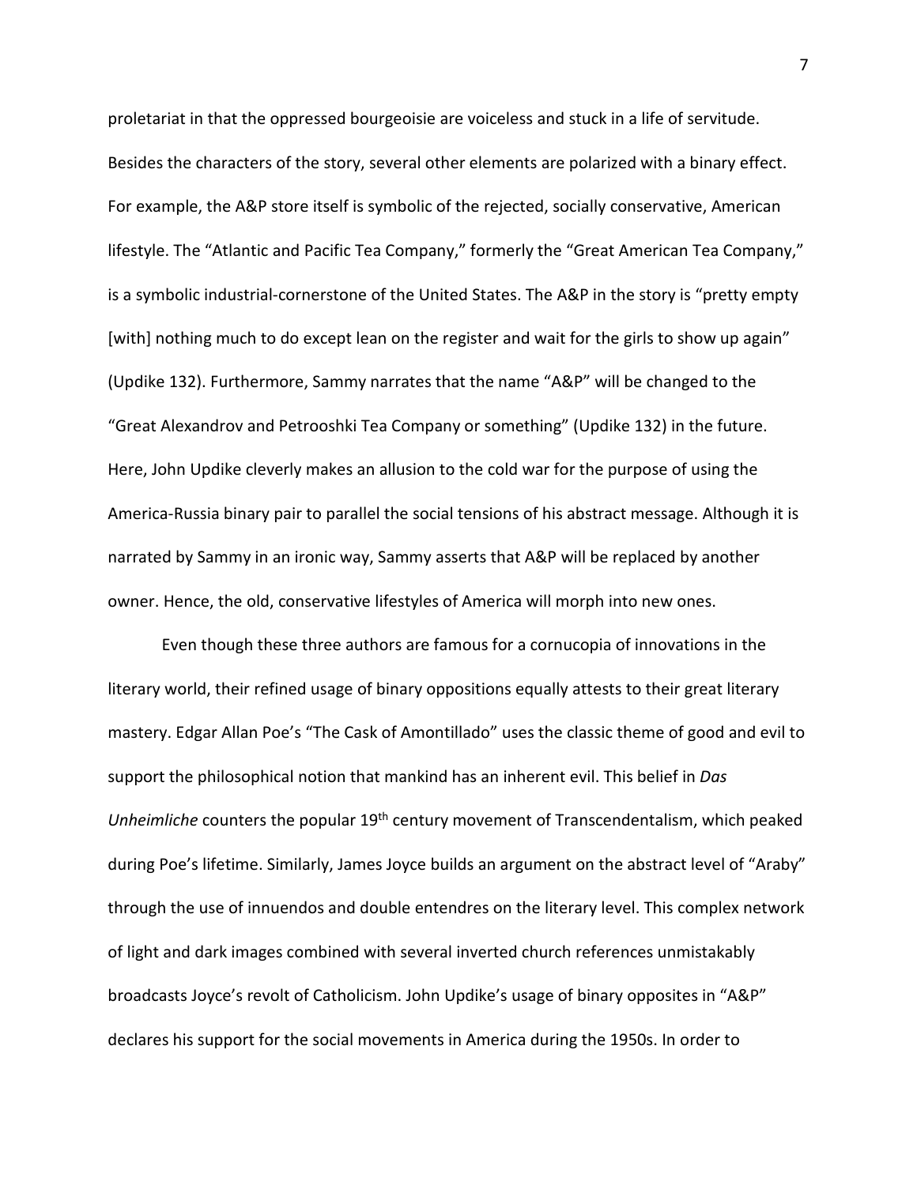proletariat in that the oppressed bourgeoisie are voiceless and stuck in a life of servitude. Besides the characters of the story, several other elements are polarized with a binary effect. For example, the A&P store itself is symbolic of the rejected, socially conservative, American lifestyle. The "Atlantic and Pacific Tea Company," formerly the "Great American Tea Company," is a symbolic industrial-cornerstone of the United States. The A&P in the story is "pretty empty [with] nothing much to do except lean on the register and wait for the girls to show up again" (Updike 132). Furthermore, Sammy narrates that the name "A&P" will be changed to the "Great Alexandrov and Petrooshki Tea Company or something" (Updike 132) in the future. Here, John Updike cleverly makes an allusion to the cold war for the purpose of using the America-Russia binary pair to parallel the social tensions of his abstract message. Although it is narrated by Sammy in an ironic way, Sammy asserts that A&P will be replaced by another owner. Hence, the old, conservative lifestyles of America will morph into new ones.

Even though these three authors are famous for a cornucopia of innovations in the literary world, their refined usage of binary oppositions equally attests to their great literary mastery. Edgar Allan Poe's "The Cask of Amontillado" uses the classic theme of good and evil to support the philosophical notion that mankind has an inherent evil. This belief in *Das Unheimliche* counters the popular 19th century movement of Transcendentalism, which peaked during Poe's lifetime. Similarly, James Joyce builds an argument on the abstract level of "Araby" through the use of innuendos and double entendres on the literary level. This complex network of light and dark images combined with several inverted church references unmistakably broadcasts Joyce's revolt of Catholicism. John Updike's usage of binary opposites in "A&P" declares his support for the social movements in America during the 1950s. In order to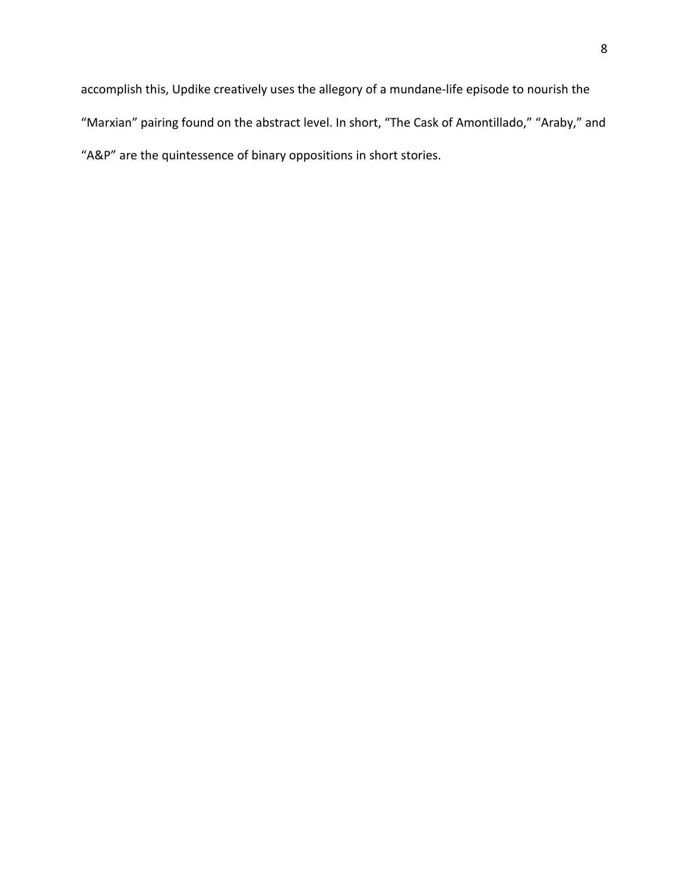accomplish this, Updike creatively uses the allegory of a mundane-life episode to nourish the "Marxian" pairing found on the abstract level. In short, "The Cask of Amontillado," "Araby," and "A&P" are the quintessence of binary oppositions in short stories.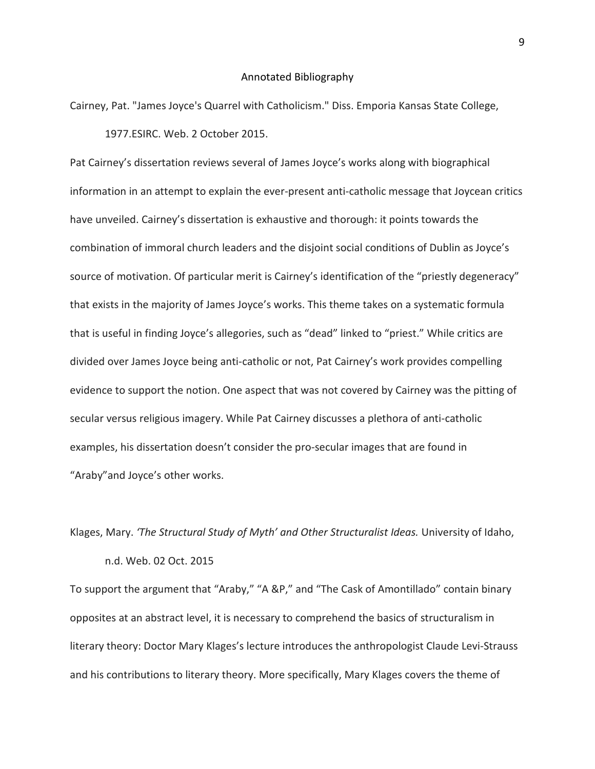# Annotated Bibliography

Cairney, Pat. "James Joyce's Quarrel with Catholicism." Diss. Emporia Kansas State College, 1977.ESIRC. Web. 2 October 2015.

Pat Cairney's dissertation reviews several of James Joyce's works along with biographical information in an attempt to explain the ever-present anti-catholic message that Joycean critics have unveiled. Cairney's dissertation is exhaustive and thorough: it points towards the combination of immoral church leaders and the disjoint social conditions of Dublin as Joyce's source of motivation. Of particular merit is Cairney's identification of the "priestly degeneracy" that exists in the majority of James Joyce's works. This theme takes on a systematic formula that is useful in finding Joyce's allegories, such as "dead" linked to "priest." While critics are divided over James Joyce being anti-catholic or not, Pat Cairney's work provides compelling evidence to support the notion. One aspect that was not covered by Cairney was the pitting of secular versus religious imagery. While Pat Cairney discusses a plethora of anti-catholic examples, his dissertation doesn't consider the pro-secular images that are found in "Araby"and Joyce's other works.

Klages, Mary. *'The Structural Study of Myth' and Other Structuralist Ideas.* University of Idaho, n.d. Web. 02 Oct. 2015

To support the argument that "Araby," "A &P," and "The Cask of Amontillado" contain binary opposites at an abstract level, it is necessary to comprehend the basics of structuralism in literary theory: Doctor Mary Klages's lecture introduces the anthropologist Claude Levi-Strauss and his contributions to literary theory. More specifically, Mary Klages covers the theme of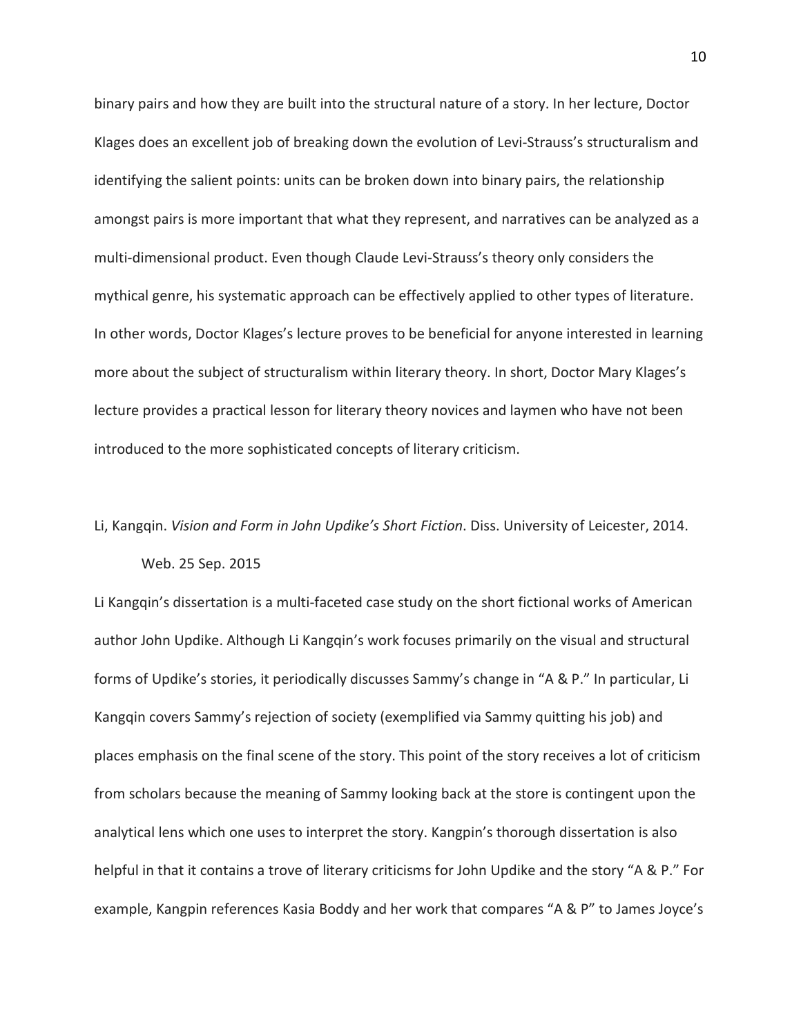binary pairs and how they are built into the structural nature of a story. In her lecture, Doctor Klages does an excellent job of breaking down the evolution of Levi-Strauss's structuralism and identifying the salient points: units can be broken down into binary pairs, the relationship amongst pairs is more important that what they represent, and narratives can be analyzed as a multi-dimensional product. Even though Claude Levi-Strauss's theory only considers the mythical genre, his systematic approach can be effectively applied to other types of literature. In other words, Doctor Klages's lecture proves to be beneficial for anyone interested in learning more about the subject of structuralism within literary theory. In short, Doctor Mary Klages's lecture provides a practical lesson for literary theory novices and laymen who have not been introduced to the more sophisticated concepts of literary criticism.

Li, Kangqin. *Vision and Form in John Updike's Short Fiction*. Diss. University of Leicester, 2014. Web. 25 Sep. 2015

Li Kangqin's dissertation is a multi-faceted case study on the short fictional works of American author John Updike. Although Li Kangqin's work focuses primarily on the visual and structural forms of Updike's stories, it periodically discusses Sammy's change in "A & P." In particular, Li Kangqin covers Sammy's rejection of society (exemplified via Sammy quitting his job) and places emphasis on the final scene of the story. This point of the story receives a lot of criticism from scholars because the meaning of Sammy looking back at the store is contingent upon the analytical lens which one uses to interpret the story. Kangpin's thorough dissertation is also helpful in that it contains a trove of literary criticisms for John Updike and the story "A & P." For example, Kangpin references Kasia Boddy and her work that compares "A & P" to James Joyce's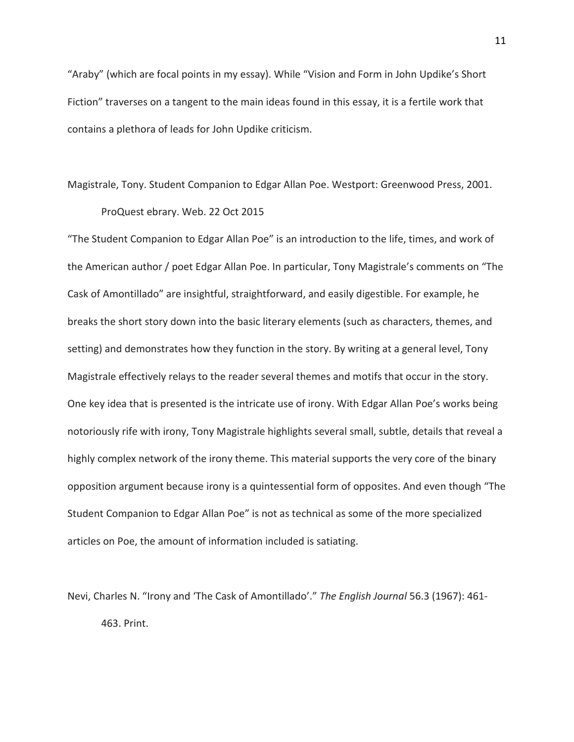"Araby" (which are focal points in my essay). While "Vision and Form in John Updike's Short Fiction" traverses on a tangent to the main ideas found in this essay, it is a fertile work that contains a plethora of leads for John Updike criticism.

Magistrale, Tony. Student Companion to Edgar Allan Poe. Westport: Greenwood Press, 2001.
ProQuest ebrary. Web. 22 Oct 2015

"The Student Companion to Edgar Allan Poe" is an introduction to the life, times, and work of the American author / poet Edgar Allan Poe. In particular, Tony Magistrale's comments on "The Cask of Amontillado" are insightful, straightforward, and easily digestible. For example, he breaks the short story down into the basic literary elements (such as characters, themes, and setting) and demonstrates how they function in the story. By writing at a general level, Tony Magistrale effectively relays to the reader several themes and motifs that occur in the story. One key idea that is presented is the intricate use of irony. With Edgar Allan Poe's works being notoriously rife with irony, Tony Magistrale highlights several small, subtle, details that reveal a highly complex network of the irony theme. This material supports the very core of the binary opposition argument because irony is a quintessential form of opposites. And even though "The Student Companion to Edgar Allan Poe" is not as technical as some of the more specialized articles on Poe, the amount of information included is satiating.

Nevi, Charles N. "Irony and 'The Cask of Amontillado'." *The English Journal* 56.3 (1967): 461-463. Print.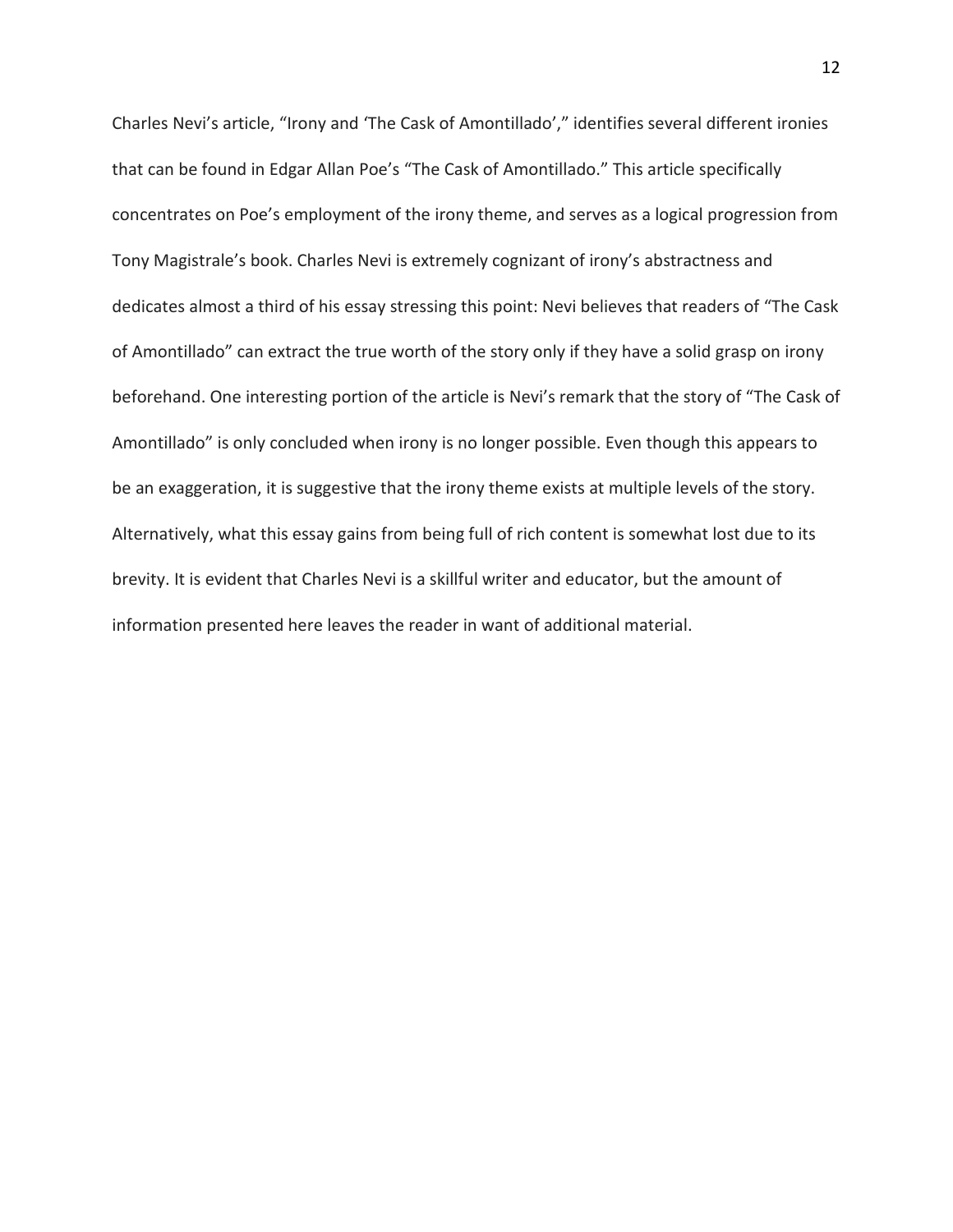Charles Nevi's article, "Irony and 'The Cask of Amontillado'," identifies several different ironies that can be found in Edgar Allan Poe's "The Cask of Amontillado." This article specifically concentrates on Poe's employment of the irony theme, and serves as a logical progression from Tony Magistrale's book. Charles Nevi is extremely cognizant of irony's abstractness and dedicates almost a third of his essay stressing this point: Nevi believes that readers of "The Cask of Amontillado" can extract the true worth of the story only if they have a solid grasp on irony beforehand. One interesting portion of the article is Nevi's remark that the story of "The Cask of Amontillado" is only concluded when irony is no longer possible. Even though this appears to be an exaggeration, it is suggestive that the irony theme exists at multiple levels of the story. Alternatively, what this essay gains from being full of rich content is somewhat lost due to its brevity. It is evident that Charles Nevi is a skillful writer and educator, but the amount of information presented here leaves the reader in want of additional material.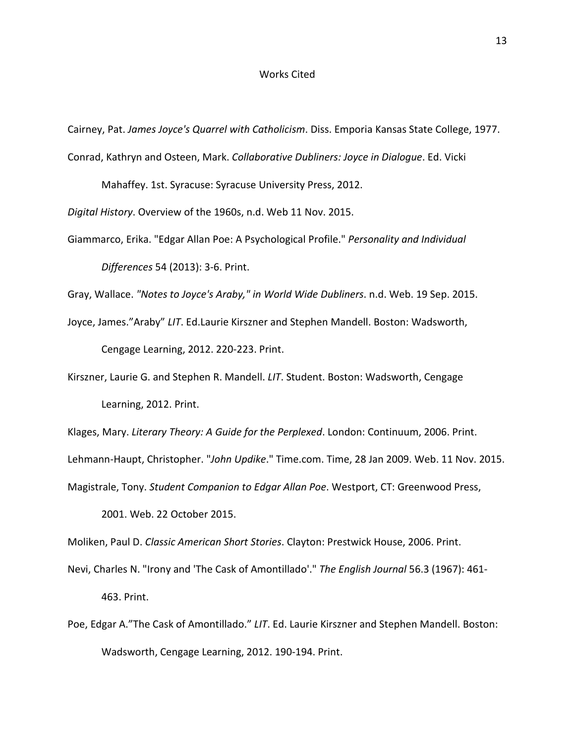# Works Cited

Cairney, Pat. *James Joyce's Quarrel with Catholicism*. Diss. Emporia Kansas State College, 1977.

Conrad, Kathryn and Osteen, Mark. *Collaborative Dubliners: Joyce in Dialogue*. Ed. Vicki Mahaffey. 1st. Syracuse: Syracuse University Press, 2012.

*Digital History*. Overview of the 1960s, n.d. Web 11 Nov. 2015.

Giammarco, Erika. "Edgar Allan Poe: A Psychological Profile." *Personality and Individual Differences* 54 (2013): 3-6. Print.

Gray, Wallace. *"Notes to Joyce's Araby," in World Wide Dubliners*. n.d. Web. 19 Sep. 2015.

Joyce, James."Araby" *LIT*. Ed.Laurie Kirszner and Stephen Mandell. Boston: Wadsworth, Cengage Learning, 2012. 220-223. Print.

Kirszner, Laurie G. and Stephen R. Mandell. *LIT*. Student. Boston: Wadsworth, Cengage Learning, 2012. Print.

Klages, Mary. *Literary Theory: A Guide for the Perplexed*. London: Continuum, 2006. Print.

Lehmann-Haupt, Christopher. "*John Updike*." Time.com. Time, 28 Jan 2009. Web. 11 Nov. 2015.

Magistrale, Tony. *Student Companion to Edgar Allan Poe*. Westport, CT: Greenwood Press, 2001. Web. 22 October 2015.

Moliken, Paul D. *Classic American Short Stories*. Clayton: Prestwick House, 2006. Print.

Nevi, Charles N. "Irony and 'The Cask of Amontillado'." *The English Journal* 56.3 (1967): 461-463. Print.

Poe, Edgar A."The Cask of Amontillado." *LIT*. Ed. Laurie Kirszner and Stephen Mandell. Boston: Wadsworth, Cengage Learning, 2012. 190-194. Print.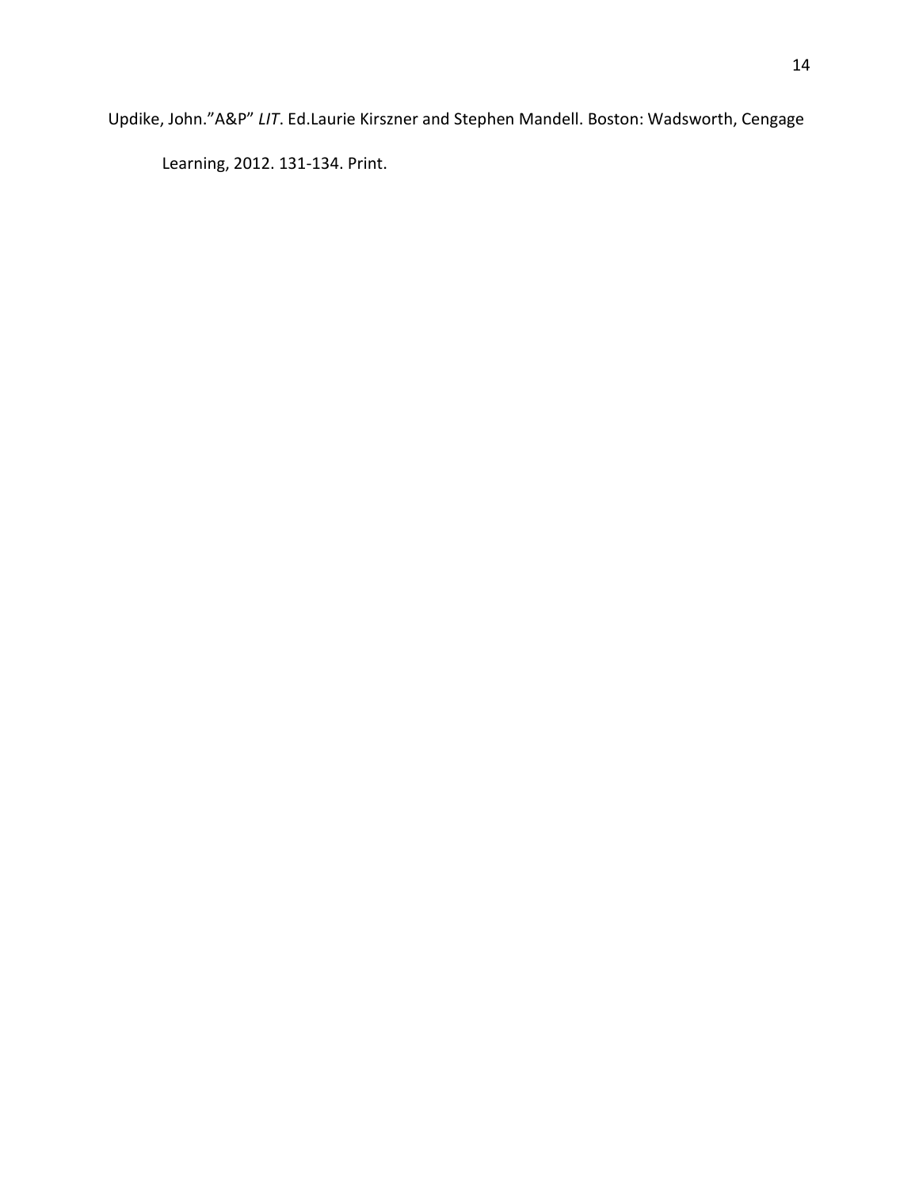Updike, John.”A&P” *LIT*. Ed.Laurie Kirszner and Stephen Mandell. Boston: Wadsworth, Cengage Learning, 2012. 131-134. Print.